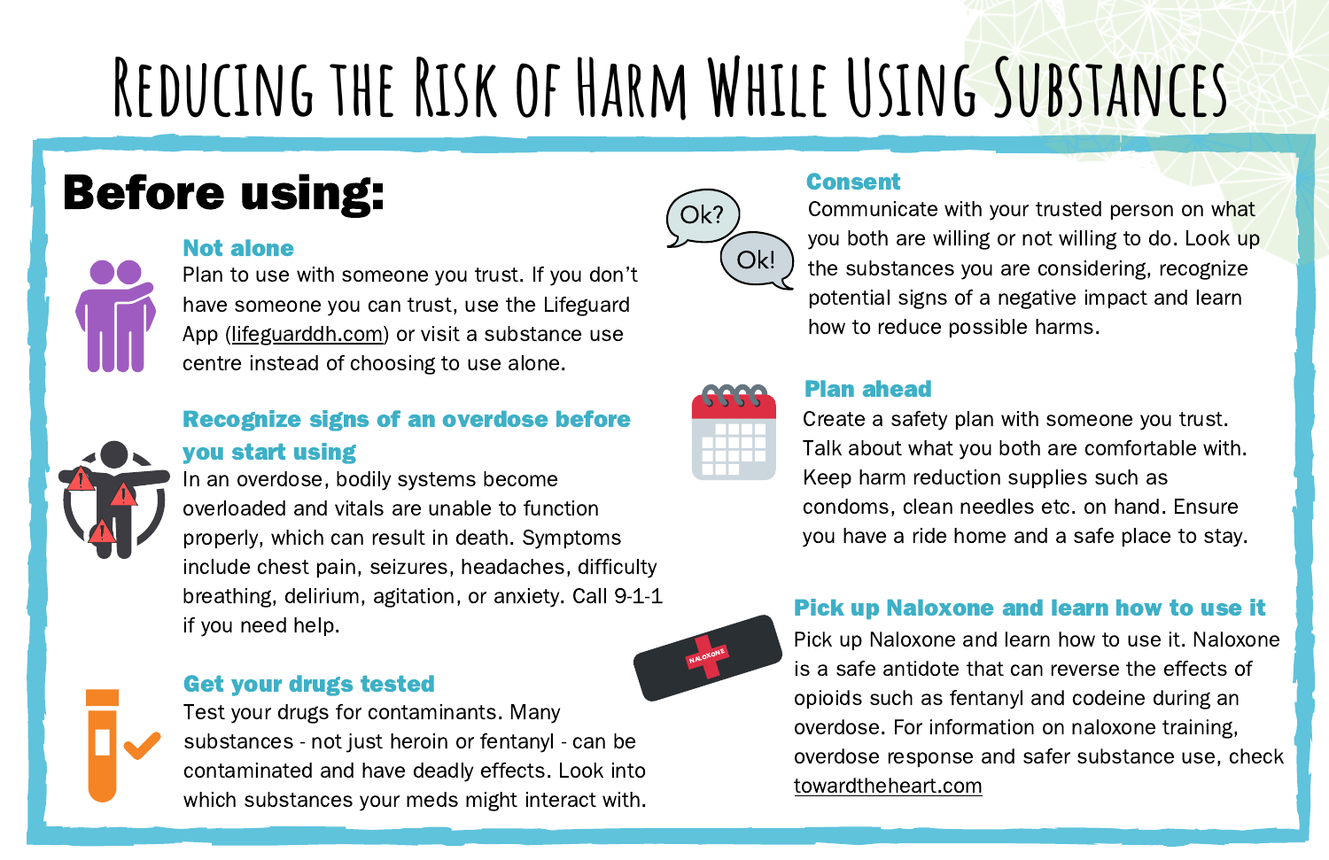# Reducing the Risk of Harm While Using Substances

## Before using:

### Not alone

Plan to use with someone you trust. If you don't have someone you can trust, use the Lifeguard App (lifeguarddh.com) or visit a substance use centre instead of choosing to use alone.

### Recognize signs of an overdose before you start using

In an overdose, bodily systems become overloaded and vitals are unable to function properly, which can result in death. Symptoms include chest pain, seizures, headaches, difficulty breathing, delirium, agitation, or anxiety. Call 9-1-1 if you need help.

### Get your drugs tested

Test your drugs for contaminants. Many substances - not just heroin or fentanyl - can be contaminated and have deadly effects. Look into which substances your meds might interact with.

### Consent

Communicate with your trusted person on what you both are willing or not willing to do. Look up the substances you are considering, recognize potential signs of a negative impact and learn how to reduce possible harms.

### Plan ahead

Create a safety plan with someone you trust. Talk about what you both are comfortable with. Keep harm reduction supplies such as condoms, clean needles etc. on hand. Ensure you have a ride home and a safe place to stay.

### Pick up Naloxone and learn how to use it

Pick up Naloxone and learn how to use it. Naloxone is a safe antidote that can reverse the effects of opioids such as fentanyl and codeine during an overdose. For information on naloxone training, overdose response and safer substance use, check towardtheheart.com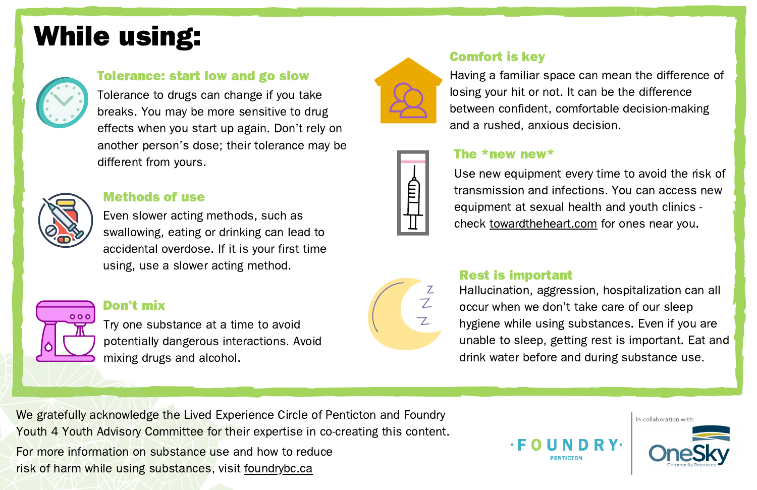# While using:

### Tolerance: start low and go slow

Tolerance to drugs can change if you take breaks. You may be more sensitive to drug effects when you start up again. Don't rely on another person's dose; their tolerance may be different from yours.

### Methods of use

Even slower acting methods, such as swallowing, eating or drinking can lead to accidental overdose. If it is your first time using, use a slower acting method.

### Don't mix

Try one substance at a time to avoid potentially dangerous interactions. Avoid mixing drugs and alcohol.

### Comfort is key

Having a familiar space can mean the difference of losing your hit or not. It can be the difference between confident, comfortable decision-making and a rushed, anxious decision.

### The *new new*

Use new equipment every time to avoid the risk of transmission and infections. You can access new equipment at sexual health and youth clinics - check towardtheheart.com for ones near you.

### Rest is important

Hallucination, aggression, hospitalization can all occur when we don't take care of our sleep hygiene while using substances. Even if you are unable to sleep, getting rest is important. Eat and drink water before and during substance use.

We gratefully acknowledge the Lived Experience Circle of Penticton and Foundry Youth 4 Youth Advisory Committee for their expertise in co-creating this content.

For more information on substance use and how to reduce risk of harm while using substances, visit foundrybc.ca

FOUNDRY PENTICTON

In collaboration with: OneSky Community Resources